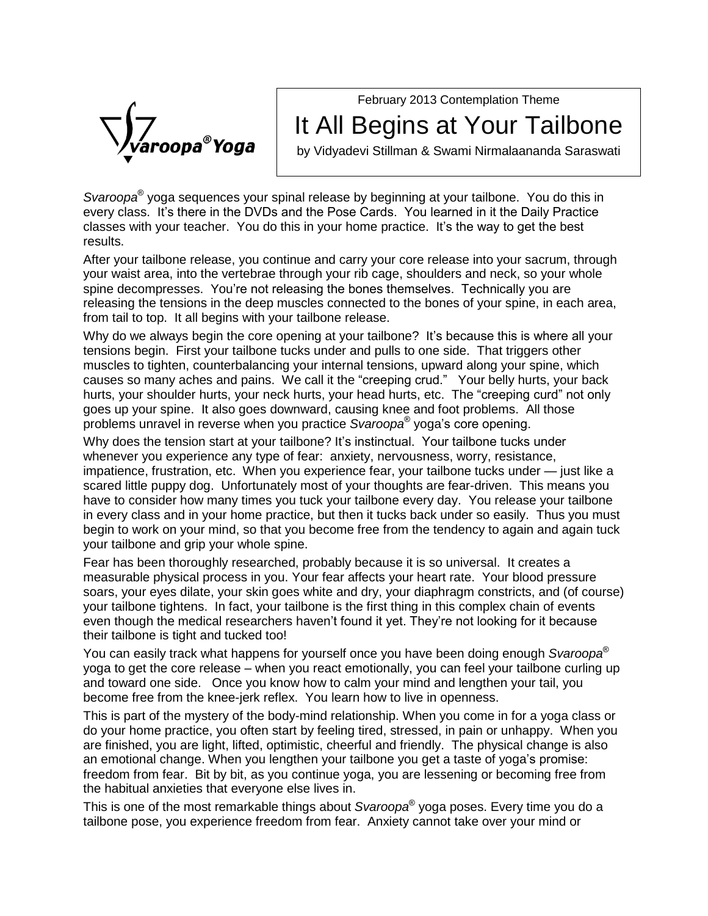February 2013 Contemplation Theme

# It All Begins at Your Tailbone

by Vidyadevi Stillman & Swami Nirmalaananda Saraswati

*Svaroopa*® yoga sequences your spinal release by beginning at your tailbone. You do this in every class. It's there in the DVDs and the Pose Cards. You learned in it the Daily Practice classes with your teacher. You do this in your home practice. It's the way to get the best results.

After your tailbone release, you continue and carry your core release into your sacrum, through your waist area, into the vertebrae through your rib cage, shoulders and neck, so your whole spine decompresses. You're not releasing the bones themselves. Technically you are releasing the tensions in the deep muscles connected to the bones of your spine, in each area, from tail to top. It all begins with your tailbone release.

Why do we always begin the core opening at your tailbone? It's because this is where all your tensions begin. First your tailbone tucks under and pulls to one side. That triggers other muscles to tighten, counterbalancing your internal tensions, upward along your spine, which causes so many aches and pains. We call it the "creeping crud." Your belly hurts, your back hurts, your shoulder hurts, your neck hurts, your head hurts, etc. The "creeping curd" not only goes up your spine. It also goes downward, causing knee and foot problems. All those problems unravel in reverse when you practice *Svaroopa*® yoga's core opening.

Why does the tension start at your tailbone? It's instinctual. Your tailbone tucks under whenever you experience any type of fear: anxiety, nervousness, worry, resistance, impatience, frustration, etc. When you experience fear, your tailbone tucks under — just like a scared little puppy dog. Unfortunately most of your thoughts are fear-driven. This means you have to consider how many times you tuck your tailbone every day. You release your tailbone in every class and in your home practice, but then it tucks back under so easily. Thus you must begin to work on your mind, so that you become free from the tendency to again and again tuck your tailbone and grip your whole spine.

Fear has been thoroughly researched, probably because it is so universal. It creates a measurable physical process in you. Your fear affects your heart rate. Your blood pressure soars, your eyes dilate, your skin goes white and dry, your diaphragm constricts, and (of course) your tailbone tightens. In fact, your tailbone is the first thing in this complex chain of events even though the medical researchers haven't found it yet. They're not looking for it because their tailbone is tight and tucked too!

You can easily track what happens for yourself once you have been doing enough *Svaroopa*® yoga to get the core release – when you react emotionally, you can feel your tailbone curling up and toward one side. Once you know how to calm your mind and lengthen your tail, you become free from the knee-jerk reflex. You learn how to live in openness.

This is part of the mystery of the body-mind relationship. When you come in for a yoga class or do your home practice, you often start by feeling tired, stressed, in pain or unhappy. When you are finished, you are light, lifted, optimistic, cheerful and friendly. The physical change is also an emotional change. When you lengthen your tailbone you get a taste of yoga's promise: freedom from fear. Bit by bit, as you continue yoga, you are lessening or becoming free from the habitual anxieties that everyone else lives in.

This is one of the most remarkable things about *Svaroopa*® yoga poses. Every time you do a tailbone pose, you experience freedom from fear. Anxiety cannot take over your mind or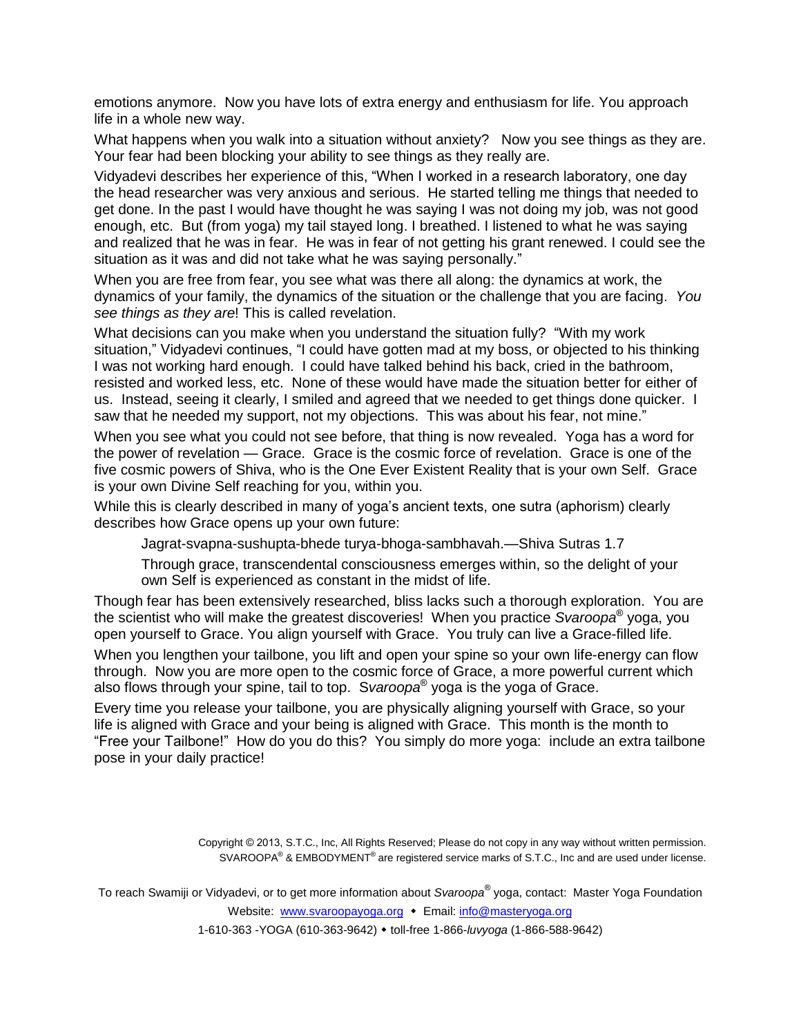emotions anymore. Now you have lots of extra energy and enthusiasm for life. You approach life in a whole new way.

What happens when you walk into a situation without anxiety? Now you see things as they are. Your fear had been blocking your ability to see things as they really are.

Vidyadevi describes her experience of this, "When I worked in a research laboratory, one day the head researcher was very anxious and serious. He started telling me things that needed to get done. In the past I would have thought he was saying I was not doing my job, was not good enough, etc. But (from yoga) my tail stayed long. I breathed. I listened to what he was saying and realized that he was in fear. He was in fear of not getting his grant renewed. I could see the situation as it was and did not take what he was saying personally."

When you are free from fear, you see what was there all along: the dynamics at work, the dynamics of your family, the dynamics of the situation or the challenge that you are facing. *You see things as they are*! This is called revelation.

What decisions can you make when you understand the situation fully? "With my work situation," Vidyadevi continues, "I could have gotten mad at my boss, or objected to his thinking I was not working hard enough. I could have talked behind his back, cried in the bathroom, resisted and worked less, etc. None of these would have made the situation better for either of us. Instead, seeing it clearly, I smiled and agreed that we needed to get things done quicker. I saw that he needed my support, not my objections. This was about his fear, not mine."

When you see what you could not see before, that thing is now revealed. Yoga has a word for the power of revelation — Grace. Grace is the cosmic force of revelation. Grace is one of the five cosmic powers of Shiva, who is the One Ever Existent Reality that is your own Self. Grace is your own Divine Self reaching for you, within you.

While this is clearly described in many of yoga's ancient texts, one sutra (aphorism) clearly describes how Grace opens up your own future:

> Jagrat-svapna-sushupta-bhede turya-bhoga-sambhavah.—Shiva Sutras 1.7
>
> Through grace, transcendental consciousness emerges within, so the delight of your own Self is experienced as constant in the midst of life.

Though fear has been extensively researched, bliss lacks such a thorough exploration. You are the scientist who will make the greatest discoveries! When you practice *Svaroopa*® yoga, you open yourself to Grace. You align yourself with Grace. You truly can live a Grace-filled life.

When you lengthen your tailbone, you lift and open your spine so your own life-energy can flow through. Now you are more open to the cosmic force of Grace, a more powerful current which also flows through your spine, tail to top. S*varoopa*® yoga is the yoga of Grace.

Every time you release your tailbone, you are physically aligning yourself with Grace, so your life is aligned with Grace and your being is aligned with Grace. This month is the month to "Free your Tailbone!" How do you do this? You simply do more yoga: include an extra tailbone pose in your daily practice!

Copyright © 2013, S.T.C., Inc, All Rights Reserved; Please do not copy in any way without written permission.
SVAROOPA® & EMBODYMENT® are registered service marks of S.T.C., Inc and are used under license.

To reach Swamiji or Vidyadevi, or to get more information about *Svaroopa*® yoga, contact: Master Yoga Foundation
Website: www.svaroopayoga.org ◆ Email: info@masteryoga.org
1-610-363 -YOGA (610-363-9642) ◆ toll-free 1-866-*luvyoga* (1-866-588-9642)